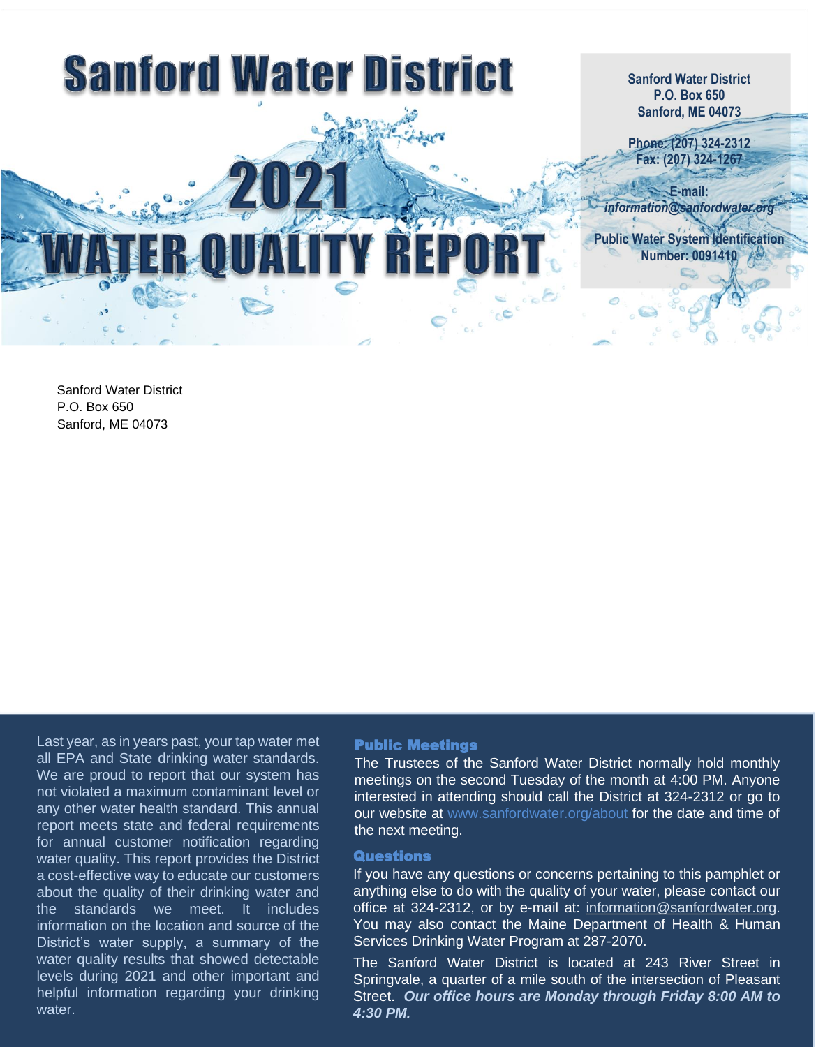# Sanford Water District

# 2021 WATER QUALITY REPORT

**Sanford Water District**
**P.O. Box 650**
**Sanford, ME 04073**

**Phone: (207) 324-2312**
**Fax: (207) 324-1267**

**E-mail:**
***information@sanfordwater.org***

**Public Water System Identification Number: 0091410**

Sanford Water District
P.O. Box 650
Sanford, ME 04073

Last year, as in years past, your tap water met all EPA and State drinking water standards. We are proud to report that our system has not violated a maximum contaminant level or any other water health standard. This annual report meets state and federal requirements for annual customer notification regarding water quality. This report provides the District a cost-effective way to educate our customers about the quality of their drinking water and the standards we meet. It includes information on the location and source of the District's water supply, a summary of the water quality results that showed detectable levels during 2021 and other important and helpful information regarding your drinking water.

## Public Meetings

The Trustees of the Sanford Water District normally hold monthly meetings on the second Tuesday of the month at 4:00 PM. Anyone interested in attending should call the District at 324-2312 or go to our website at www.sanfordwater.org/about for the date and time of the next meeting.

## Questions

If you have any questions or concerns pertaining to this pamphlet or anything else to do with the quality of your water, please contact our office at 324-2312, or by e-mail at: information@sanfordwater.org. You may also contact the Maine Department of Health & Human Services Drinking Water Program at 287-2070.

The Sanford Water District is located at 243 River Street in Springvale, a quarter of a mile south of the intersection of Pleasant Street. ***Our office hours are Monday through Friday 8:00 AM to 4:30 PM.***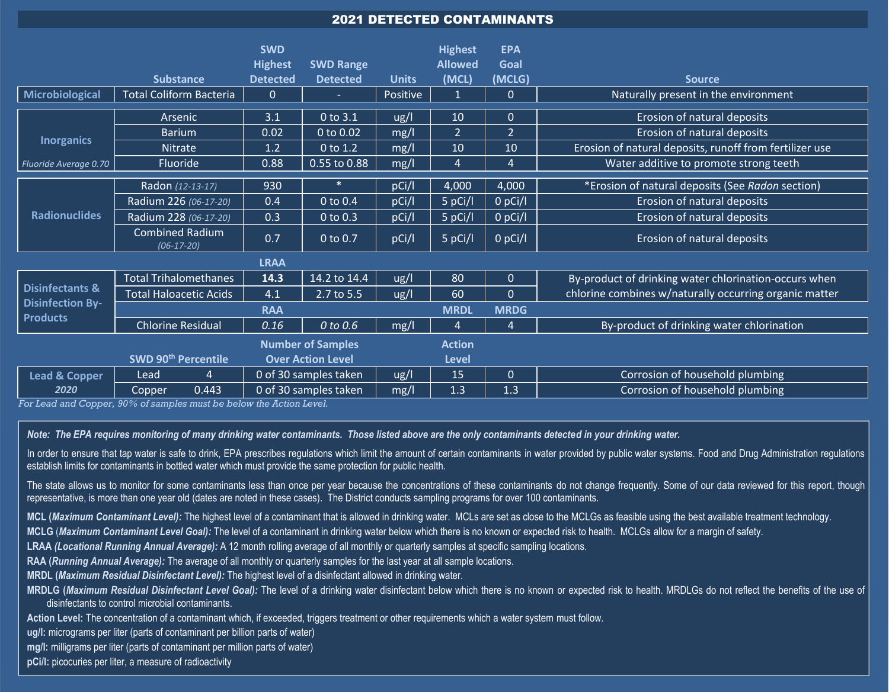## 2021 DETECTED CONTAMINANTS

| | Substance | SWD Highest Detected | SWD Range Detected | Units | Highest Allowed (MCL) | EPA Goal (MCLG) | Source |
|---|---|---|---|---|---|---|---|
| Microbiological | Total Coliform Bacteria | 0 | - | Positive | 1 | 0 | Naturally present in the environment |
| Inorganics | Arsenic | 3.1 | 0 to 3.1 | ug/l | 10 | 0 | Erosion of natural deposits |
| | Barium | 0.02 | 0 to 0.02 | mg/l | 2 | 2 | Erosion of natural deposits |
| | Nitrate | 1.2 | 0 to 1.2 | mg/l | 10 | 10 | Erosion of natural deposits, runoff from fertilizer use |
| *Fluoride Average 0.70* | Fluoride | 0.88 | 0.55 to 0.88 | mg/l | 4 | 4 | Water additive to promote strong teeth |
| Radionuclides | Radon *(12-13-17)* | 930 | * | pCi/l | 4,000 | 4,000 | *Erosion of natural deposits (See *Radon* section) |
| | Radium 226 *(06-17-20)* | 0.4 | 0 to 0.4 | pCi/l | 5 pCi/l | 0 pCi/l | Erosion of natural deposits |
| | Radium 228 *(06-17-20)* | 0.3 | 0 to 0.3 | pCi/l | 5 pCi/l | 0 pCi/l | Erosion of natural deposits |
| | Combined Radium *(06-17-20)* | 0.7 | 0 to 0.7 | pCi/l | 5 pCi/l | 0 pCi/l | Erosion of natural deposits |
| | | **LRAA** | | | | | |
| Disinfectants & Disinfection By-Products | Total Trihalomethanes | **14.3** | 14.2 to 14.4 | ug/l | 80 | 0 | By-product of drinking water chlorination-occurs when chlorine combines w/naturally occurring organic matter |
| | Total Haloacetic Acids | 4.1 | 2.7 to 5.5 | ug/l | 60 | 0 | |
| | | **RAA** | | | **MRDL** | **MRDG** | |
| | Chlorine Residual | *0.16* | *0 to 0.6* | mg/l | 4 | 4 | By-product of drinking water chlorination |
| | SWD 90th Percentile | | Number of Samples Over Action Level | | Action Level | | |
| Lead & Copper *2020* | Lead 4 | | 0 of 30 samples taken | ug/l | 15 | 0 | Corrosion of household plumbing |
| | Copper 0.443 | | 0 of 30 samples taken | mg/l | 1.3 | 1.3 | Corrosion of household plumbing |

*For Lead and Copper, 90% of samples must be below the Action Level.*

***Note: The EPA requires monitoring of many drinking water contaminants. Those listed above are the only contaminants detected in your drinking water.***

In order to ensure that tap water is safe to drink, EPA prescribes regulations which limit the amount of certain contaminants in water provided by public water systems. Food and Drug Administration regulations establish limits for contaminants in bottled water which must provide the same protection for public health.

The state allows us to monitor for some contaminants less than once per year because the concentrations of these contaminants do not change frequently. Some of our data reviewed for this report, though representative, is more than one year old (dates are noted in these cases). The District conducts sampling programs for over 100 contaminants.

**MCL (*Maximum Contaminant Level*):** The highest level of a contaminant that is allowed in drinking water. MCLs are set as close to the MCLGs as feasible using the best available treatment technology.

**MCLG (*Maximum Contaminant Level Goal*):** The level of a contaminant in drinking water below which there is no known or expected risk to health. MCLGs allow for a margin of safety.

**LRAA (*Locational Running Annual Average*):** A 12 month rolling average of all monthly or quarterly samples at specific sampling locations.

**RAA (*Running Annual Average*):** The average of all monthly or quarterly samples for the last year at all sample locations.

**MRDL (*Maximum Residual Disinfectant Level*):** The highest level of a disinfectant allowed in drinking water.

**MRDLG (*Maximum Residual Disinfectant Level Goal*):** The level of a drinking water disinfectant below which there is no known or expected risk to health. MRDLGs do not reflect the benefits of the use of disinfectants to control microbial contaminants.

**Action Level:** The concentration of a contaminant which, if exceeded, triggers treatment or other requirements which a water system must follow.

**ug/l:** micrograms per liter (parts of contaminant per billion parts of water)

**mg/l:** milligrams per liter (parts of contaminant per million parts of water)

**pCi/l:** picocuries per liter, a measure of radioactivity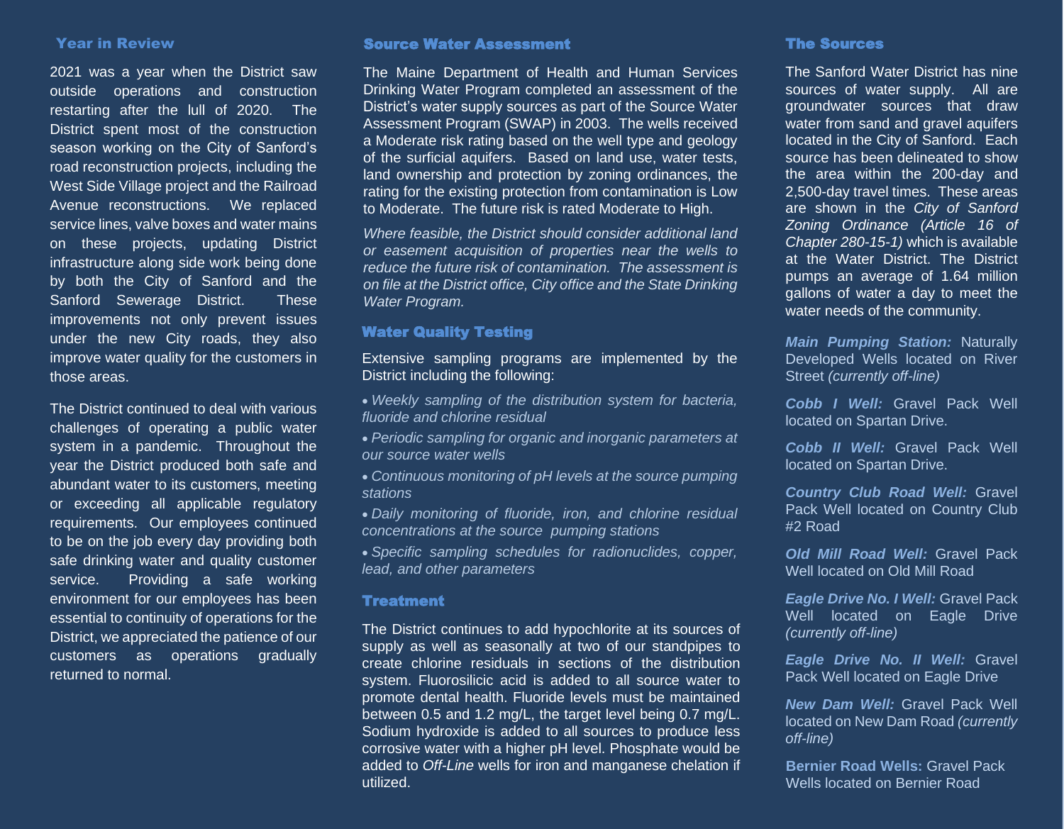## Year in Review

2021 was a year when the District saw outside operations and construction restarting after the lull of 2020. The District spent most of the construction season working on the City of Sanford's road reconstruction projects, including the West Side Village project and the Railroad Avenue reconstructions. We replaced service lines, valve boxes and water mains on these projects, updating District infrastructure along side work being done by both the City of Sanford and the Sanford Sewerage District. These improvements not only prevent issues under the new City roads, they also improve water quality for the customers in those areas.

The District continued to deal with various challenges of operating a public water system in a pandemic. Throughout the year the District produced both safe and abundant water to its customers, meeting or exceeding all applicable regulatory requirements. Our employees continued to be on the job every day providing both safe drinking water and quality customer service. Providing a safe working environment for our employees has been essential to continuity of operations for the District, we appreciated the patience of our customers as operations gradually returned to normal.

## Source Water Assessment

The Maine Department of Health and Human Services Drinking Water Program completed an assessment of the District's water supply sources as part of the Source Water Assessment Program (SWAP) in 2003. The wells received a Moderate risk rating based on the well type and geology of the surficial aquifers. Based on land use, water tests, land ownership and protection by zoning ordinances, the rating for the existing protection from contamination is Low to Moderate. The future risk is rated Moderate to High.

*Where feasible, the District should consider additional land or easement acquisition of properties near the wells to reduce the future risk of contamination. The assessment is on file at the District office, City office and the State Drinking Water Program.*

## Water Quality Testing

Extensive sampling programs are implemented by the District including the following:

- *Weekly sampling of the distribution system for bacteria, fluoride and chlorine residual*
- *Periodic sampling for organic and inorganic parameters at our source water wells*
- *Continuous monitoring of pH levels at the source pumping stations*
- *Daily monitoring of fluoride, iron, and chlorine residual concentrations at the source pumping stations*
- *Specific sampling schedules for radionuclides, copper, lead, and other parameters*

## Treatment

The District continues to add hypochlorite at its sources of supply as well as seasonally at two of our standpipes to create chlorine residuals in sections of the distribution system. Fluorosilicic acid is added to all source water to promote dental health. Fluoride levels must be maintained between 0.5 and 1.2 mg/L, the target level being 0.7 mg/L. Sodium hydroxide is added to all sources to produce less corrosive water with a higher pH level. Phosphate would be added to *Off-Line* wells for iron and manganese chelation if utilized.

## The Sources

The Sanford Water District has nine sources of water supply. All are groundwater sources that draw water from sand and gravel aquifers located in the City of Sanford. Each source has been delineated to show the area within the 200-day and 2,500-day travel times. These areas are shown in the *City of Sanford Zoning Ordinance (Article 16 of Chapter 280-15-1)* which is available at the Water District. The District pumps an average of 1.64 million gallons of water a day to meet the water needs of the community.

***Main Pumping Station:*** Naturally Developed Wells located on River Street *(currently off-line)*

***Cobb I Well:*** Gravel Pack Well located on Spartan Drive.

***Cobb II Well:*** Gravel Pack Well located on Spartan Drive.

***Country Club Road Well:*** Gravel Pack Well located on Country Club #2 Road

***Old Mill Road Well:*** Gravel Pack Well located on Old Mill Road

***Eagle Drive No. I Well:*** Gravel Pack Well located on Eagle Drive *(currently off-line)*

***Eagle Drive No. II Well:*** Gravel Pack Well located on Eagle Drive

***New Dam Well:*** Gravel Pack Well located on New Dam Road *(currently off-line)*

**Bernier Road Wells:** Gravel Pack Wells located on Bernier Road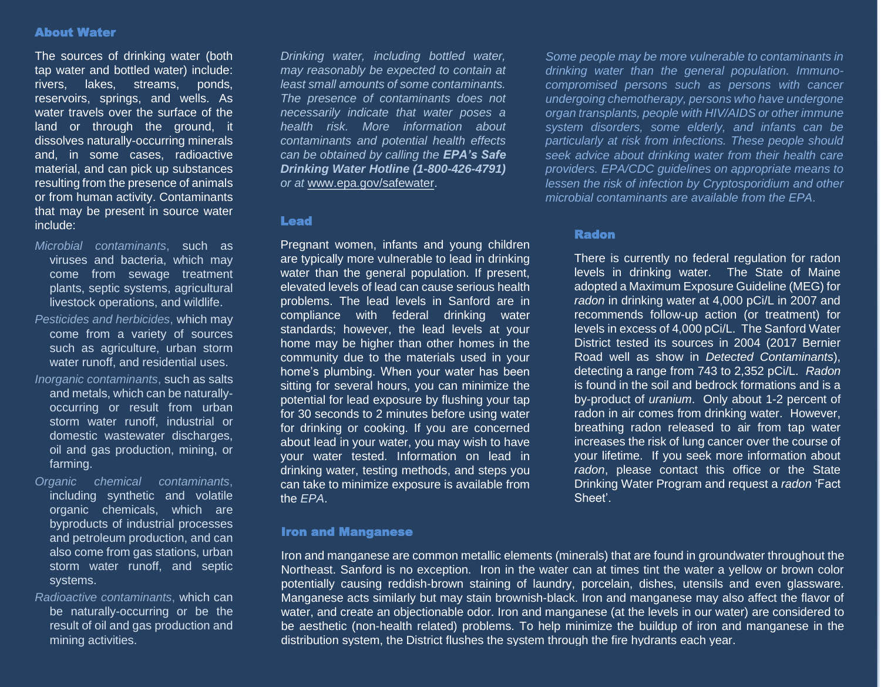## About Water

The sources of drinking water (both tap water and bottled water) include: rivers, lakes, streams, ponds, reservoirs, springs, and wells. As water travels over the surface of the land or through the ground, it dissolves naturally-occurring minerals and, in some cases, radioactive material, and can pick up substances resulting from the presence of animals or from human activity. Contaminants that may be present in source water include:

- *Microbial contaminants*, such as viruses and bacteria, which may come from sewage treatment plants, septic systems, agricultural livestock operations, and wildlife.
- *Pesticides and herbicides*, which may come from a variety of sources such as agriculture, urban storm water runoff, and residential uses.
- *Inorganic contaminants*, such as salts and metals, which can be naturally-occurring or result from urban storm water runoff, industrial or domestic wastewater discharges, oil and gas production, mining, or farming.
- *Organic chemical contaminants*, including synthetic and volatile organic chemicals, which are byproducts of industrial processes and petroleum production, and can also come from gas stations, urban storm water runoff, and septic systems.
- *Radioactive contaminants*, which can be naturally-occurring or be the result of oil and gas production and mining activities.

*Drinking water, including bottled water, may reasonably be expected to contain at least small amounts of some contaminants. The presence of contaminants does not necessarily indicate that water poses a health risk. More information about contaminants and potential health effects can be obtained by calling the* ***EPA's Safe Drinking Water Hotline (1-800-426-4791)*** *or at* www.epa.gov/safewater.

## Lead

Pregnant women, infants and young children are typically more vulnerable to lead in drinking water than the general population. If present, elevated levels of lead can cause serious health problems. The lead levels in Sanford are in compliance with federal drinking water standards; however, the lead levels at your home may be higher than other homes in the community due to the materials used in your home's plumbing. When your water has been sitting for several hours, you can minimize the potential for lead exposure by flushing your tap for 30 seconds to 2 minutes before using water for drinking or cooking. If you are concerned about lead in your water, you may wish to have your water tested. Information on lead in drinking water, testing methods, and steps you can take to minimize exposure is available from the *EPA*.

*Some people may be more vulnerable to contaminants in drinking water than the general population. Immuno-compromised persons such as persons with cancer undergoing chemotherapy, persons who have undergone organ transplants, people with HIV/AIDS or other immune system disorders, some elderly, and infants can be particularly at risk from infections. These people should seek advice about drinking water from their health care providers. EPA/CDC guidelines on appropriate means to lessen the risk of infection by Cryptosporidium and other microbial contaminants are available from the EPA.*

## Radon

There is currently no federal regulation for radon levels in drinking water. The State of Maine adopted a Maximum Exposure Guideline (MEG) for *radon* in drinking water at 4,000 pCi/L in 2007 and recommends follow-up action (or treatment) for levels in excess of 4,000 pCi/L. The Sanford Water District tested its sources in 2004 (2017 Bernier Road well as show in *Detected Contaminants*), detecting a range from 743 to 2,352 pCi/L. *Radon* is found in the soil and bedrock formations and is a by-product of *uranium*. Only about 1-2 percent of radon in air comes from drinking water. However, breathing radon released to air from tap water increases the risk of lung cancer over the course of your lifetime. If you seek more information about *radon*, please contact this office or the State Drinking Water Program and request a *radon* 'Fact Sheet'.

## Iron and Manganese

Iron and manganese are common metallic elements (minerals) that are found in groundwater throughout the Northeast. Sanford is no exception. Iron in the water can at times tint the water a yellow or brown color potentially causing reddish-brown staining of laundry, porcelain, dishes, utensils and even glassware. Manganese acts similarly but may stain brownish-black. Iron and manganese may also affect the flavor of water, and create an objectionable odor. Iron and manganese (at the levels in our water) are considered to be aesthetic (non-health related) problems. To help minimize the buildup of iron and manganese in the distribution system, the District flushes the system through the fire hydrants each year.